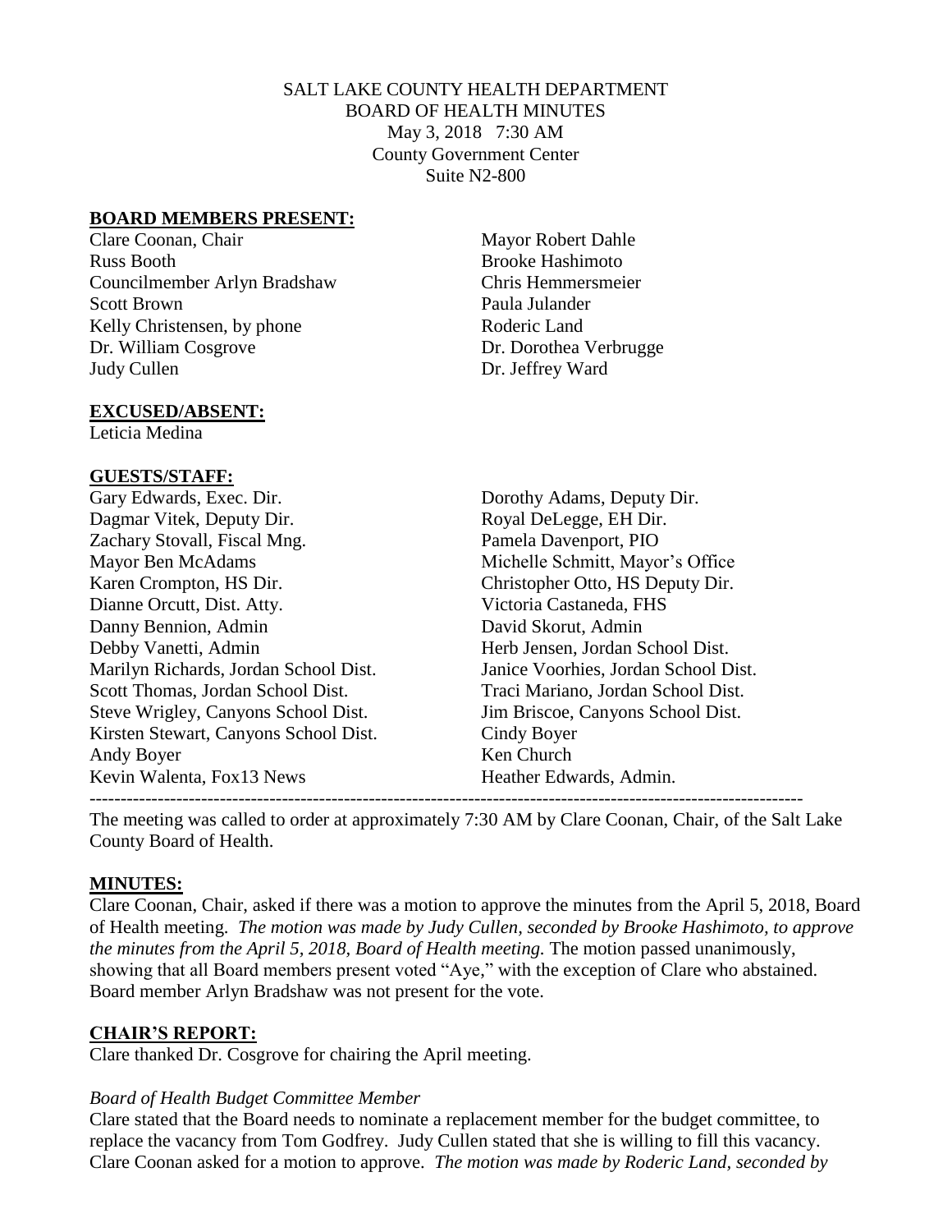SALT LAKE COUNTY HEALTH DEPARTMENT
BOARD OF HEALTH MINUTES
May 3, 2018 7:30 AM
County Government Center
Suite N2-800

## BOARD MEMBERS PRESENT:

Clare Coonan, Chair
Russ Booth
Councilmember Arlyn Bradshaw
Scott Brown
Kelly Christensen, by phone
Dr. William Cosgrove
Judy Cullen
Mayor Robert Dahle
Brooke Hashimoto
Chris Hemmersmeier
Paula Julander
Roderic Land
Dr. Dorothea Verbrugge
Dr. Jeffrey Ward

## EXCUSED/ABSENT:

Leticia Medina

## GUESTS/STAFF:

Gary Edwards, Exec. Dir.
Dagmar Vitek, Deputy Dir.
Zachary Stovall, Fiscal Mng.
Mayor Ben McAdams
Karen Crompton, HS Dir.
Dianne Orcutt, Dist. Atty.
Danny Bennion, Admin
Debby Vanetti, Admin
Marilyn Richards, Jordan School Dist.
Scott Thomas, Jordan School Dist.
Steve Wrigley, Canyons School Dist.
Kirsten Stewart, Canyons School Dist.
Andy Boyer
Kevin Walenta, Fox13 News
Dorothy Adams, Deputy Dir.
Royal DeLegge, EH Dir.
Pamela Davenport, PIO
Michelle Schmitt, Mayor's Office
Christopher Otto, HS Deputy Dir.
Victoria Castaneda, FHS
David Skorut, Admin
Herb Jensen, Jordan School Dist.
Janice Voorhies, Jordan School Dist.
Traci Mariano, Jordan School Dist.
Jim Briscoe, Canyons School Dist.
Cindy Boyer
Ken Church
Heather Edwards, Admin.

---

The meeting was called to order at approximately 7:30 AM by Clare Coonan, Chair, of the Salt Lake County Board of Health.

## MINUTES:

Clare Coonan, Chair, asked if there was a motion to approve the minutes from the April 5, 2018, Board of Health meeting. *The motion was made by Judy Cullen, seconded by Brooke Hashimoto, to approve the minutes from the April 5, 2018, Board of Health meeting.* The motion passed unanimously, showing that all Board members present voted "Aye," with the exception of Clare who abstained. Board member Arlyn Bradshaw was not present for the vote.

## CHAIR'S REPORT:

Clare thanked Dr. Cosgrove for chairing the April meeting.

*Board of Health Budget Committee Member*

Clare stated that the Board needs to nominate a replacement member for the budget committee, to replace the vacancy from Tom Godfrey. Judy Cullen stated that she is willing to fill this vacancy. Clare Coonan asked for a motion to approve. *The motion was made by Roderic Land, seconded by*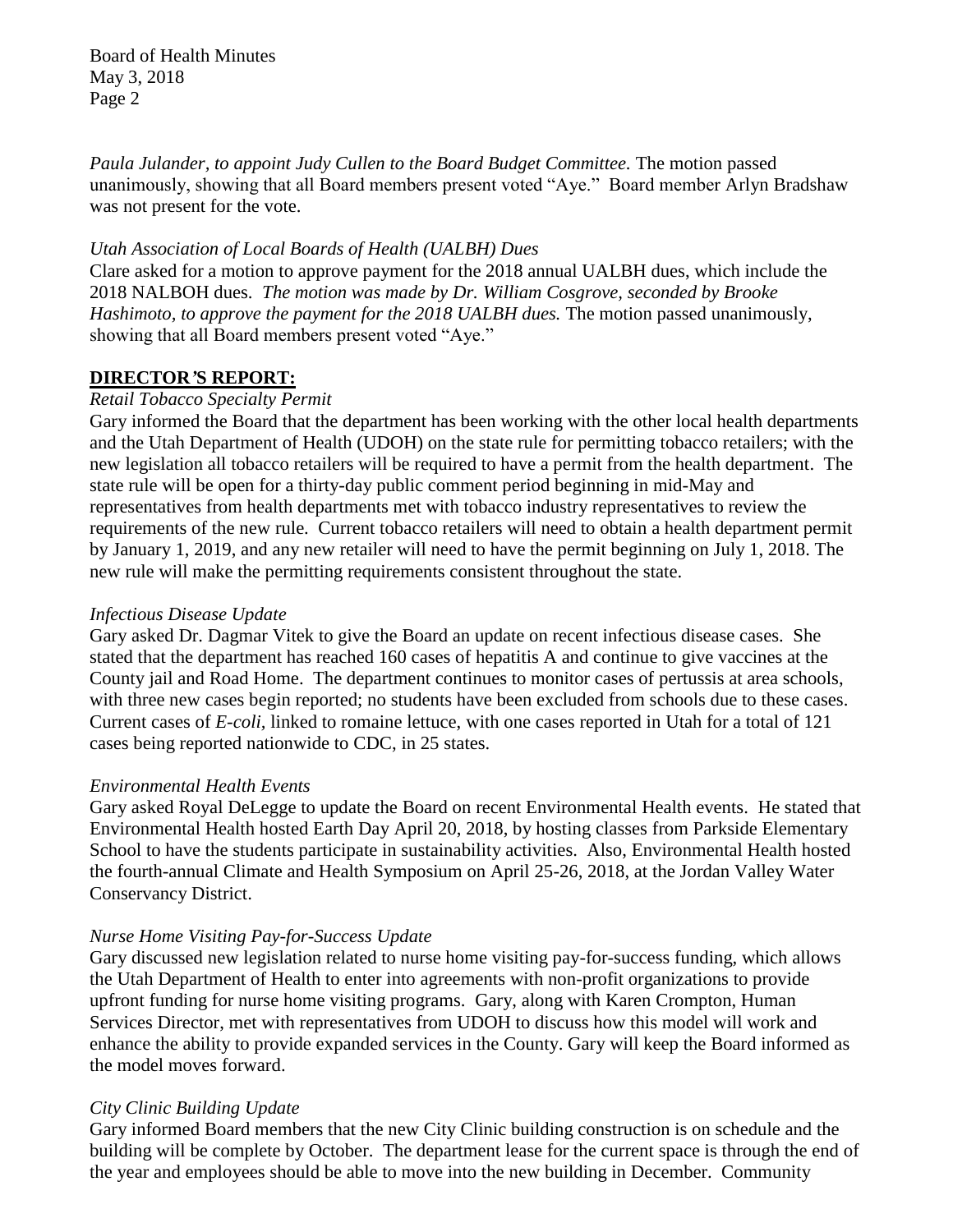*Paula Julander, to appoint Judy Cullen to the Board Budget Committee.* The motion passed unanimously, showing that all Board members present voted "Aye." Board member Arlyn Bradshaw was not present for the vote.

*Utah Association of Local Boards of Health (UALBH) Dues*

Clare asked for a motion to approve payment for the 2018 annual UALBH dues, which include the 2018 NALBOH dues. *The motion was made by Dr. William Cosgrove, seconded by Brooke Hashimoto, to approve the payment for the 2018 UALBH dues.* The motion passed unanimously, showing that all Board members present voted "Aye."

## **DIRECTOR'S REPORT:**

*Retail Tobacco Specialty Permit*

Gary informed the Board that the department has been working with the other local health departments and the Utah Department of Health (UDOH) on the state rule for permitting tobacco retailers; with the new legislation all tobacco retailers will be required to have a permit from the health department. The state rule will be open for a thirty-day public comment period beginning in mid-May and representatives from health departments met with tobacco industry representatives to review the requirements of the new rule. Current tobacco retailers will need to obtain a health department permit by January 1, 2019, and any new retailer will need to have the permit beginning on July 1, 2018. The new rule will make the permitting requirements consistent throughout the state.

*Infectious Disease Update*

Gary asked Dr. Dagmar Vitek to give the Board an update on recent infectious disease cases. She stated that the department has reached 160 cases of hepatitis A and continue to give vaccines at the County jail and Road Home. The department continues to monitor cases of pertussis at area schools, with three new cases begin reported; no students have been excluded from schools due to these cases. Current cases of *E-coli*, linked to romaine lettuce, with one cases reported in Utah for a total of 121 cases being reported nationwide to CDC, in 25 states.

*Environmental Health Events*

Gary asked Royal DeLegge to update the Board on recent Environmental Health events. He stated that Environmental Health hosted Earth Day April 20, 2018, by hosting classes from Parkside Elementary School to have the students participate in sustainability activities. Also, Environmental Health hosted the fourth-annual Climate and Health Symposium on April 25-26, 2018, at the Jordan Valley Water Conservancy District.

*Nurse Home Visiting Pay-for-Success Update*

Gary discussed new legislation related to nurse home visiting pay-for-success funding, which allows the Utah Department of Health to enter into agreements with non-profit organizations to provide upfront funding for nurse home visiting programs. Gary, along with Karen Crompton, Human Services Director, met with representatives from UDOH to discuss how this model will work and enhance the ability to provide expanded services in the County. Gary will keep the Board informed as the model moves forward.

*City Clinic Building Update*

Gary informed Board members that the new City Clinic building construction is on schedule and the building will be complete by October. The department lease for the current space is through the end of the year and employees should be able to move into the new building in December. Community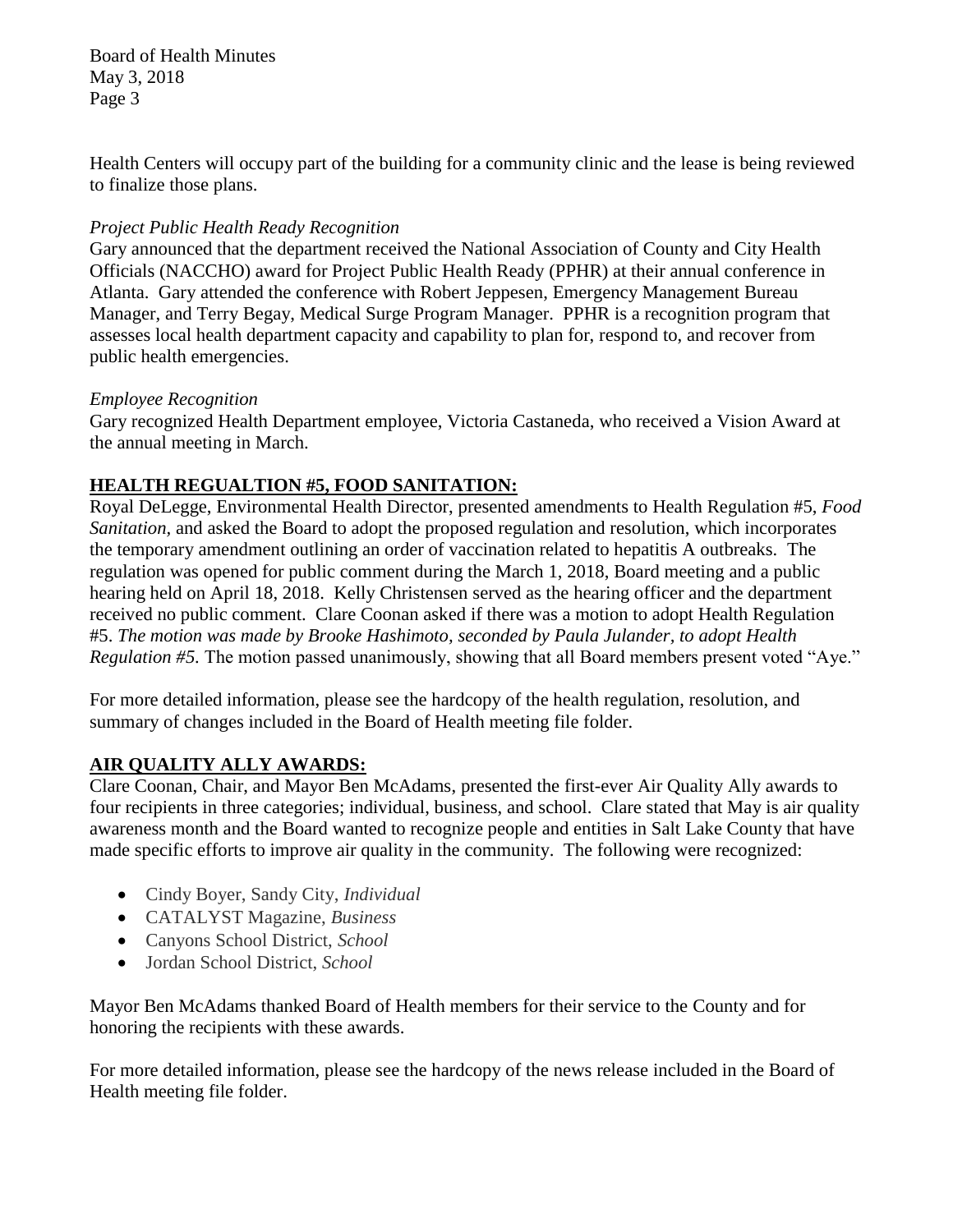Health Centers will occupy part of the building for a community clinic and the lease is being reviewed to finalize those plans.

*Project Public Health Ready Recognition*

Gary announced that the department received the National Association of County and City Health Officials (NACCHO) award for Project Public Health Ready (PPHR) at their annual conference in Atlanta. Gary attended the conference with Robert Jeppesen, Emergency Management Bureau Manager, and Terry Begay, Medical Surge Program Manager. PPHR is a recognition program that assesses local health department capacity and capability to plan for, respond to, and recover from public health emergencies.

*Employee Recognition*

Gary recognized Health Department employee, Victoria Castaneda, who received a Vision Award at the annual meeting in March.

## HEALTH REGUALTION #5, FOOD SANITATION:

Royal DeLegge, Environmental Health Director, presented amendments to Health Regulation #5, *Food Sanitation,* and asked the Board to adopt the proposed regulation and resolution, which incorporates the temporary amendment outlining an order of vaccination related to hepatitis A outbreaks. The regulation was opened for public comment during the March 1, 2018, Board meeting and a public hearing held on April 18, 2018. Kelly Christensen served as the hearing officer and the department received no public comment. Clare Coonan asked if there was a motion to adopt Health Regulation #5. *The motion was made by Brooke Hashimoto, seconded by Paula Julander, to adopt Health Regulation #5.* The motion passed unanimously, showing that all Board members present voted "Aye."

For more detailed information, please see the hardcopy of the health regulation, resolution, and summary of changes included in the Board of Health meeting file folder.

## AIR QUALITY ALLY AWARDS:

Clare Coonan, Chair, and Mayor Ben McAdams, presented the first-ever Air Quality Ally awards to four recipients in three categories; individual, business, and school. Clare stated that May is air quality awareness month and the Board wanted to recognize people and entities in Salt Lake County that have made specific efforts to improve air quality in the community. The following were recognized:

- Cindy Boyer, Sandy City, *Individual*
- CATALYST Magazine, *Business*
- Canyons School District, *School*
- Jordan School District, *School*

Mayor Ben McAdams thanked Board of Health members for their service to the County and for honoring the recipients with these awards.

For more detailed information, please see the hardcopy of the news release included in the Board of Health meeting file folder.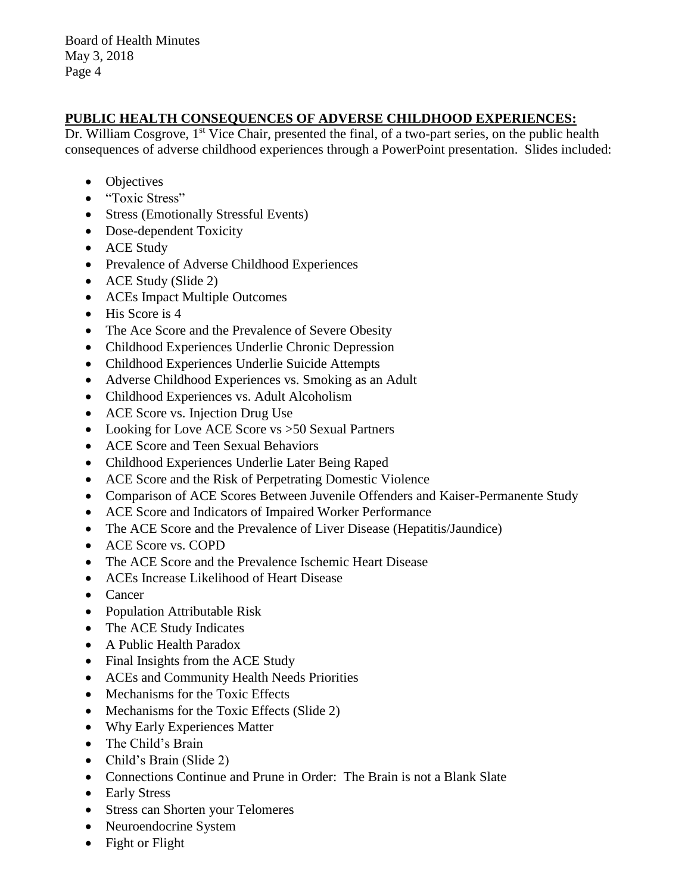## PUBLIC HEALTH CONSEQUENCES OF ADVERSE CHILDHOOD EXPERIENCES:

Dr. William Cosgrove, 1st Vice Chair, presented the final, of a two-part series, on the public health consequences of adverse childhood experiences through a PowerPoint presentation. Slides included:

- Objectives
- "Toxic Stress"
- Stress (Emotionally Stressful Events)
- Dose-dependent Toxicity
- ACE Study
- Prevalence of Adverse Childhood Experiences
- ACE Study (Slide 2)
- ACEs Impact Multiple Outcomes
- His Score is 4
- The Ace Score and the Prevalence of Severe Obesity
- Childhood Experiences Underlie Chronic Depression
- Childhood Experiences Underlie Suicide Attempts
- Adverse Childhood Experiences vs. Smoking as an Adult
- Childhood Experiences vs. Adult Alcoholism
- ACE Score vs. Injection Drug Use
- Looking for Love ACE Score vs >50 Sexual Partners
- ACE Score and Teen Sexual Behaviors
- Childhood Experiences Underlie Later Being Raped
- ACE Score and the Risk of Perpetrating Domestic Violence
- Comparison of ACE Scores Between Juvenile Offenders and Kaiser-Permanente Study
- ACE Score and Indicators of Impaired Worker Performance
- The ACE Score and the Prevalence of Liver Disease (Hepatitis/Jaundice)
- ACE Score vs. COPD
- The ACE Score and the Prevalence Ischemic Heart Disease
- ACEs Increase Likelihood of Heart Disease
- Cancer
- Population Attributable Risk
- The ACE Study Indicates
- A Public Health Paradox
- Final Insights from the ACE Study
- ACEs and Community Health Needs Priorities
- Mechanisms for the Toxic Effects
- Mechanisms for the Toxic Effects (Slide 2)
- Why Early Experiences Matter
- The Child's Brain
- Child's Brain (Slide 2)
- Connections Continue and Prune in Order: The Brain is not a Blank Slate
- Early Stress
- Stress can Shorten your Telomeres
- Neuroendocrine System
- Fight or Flight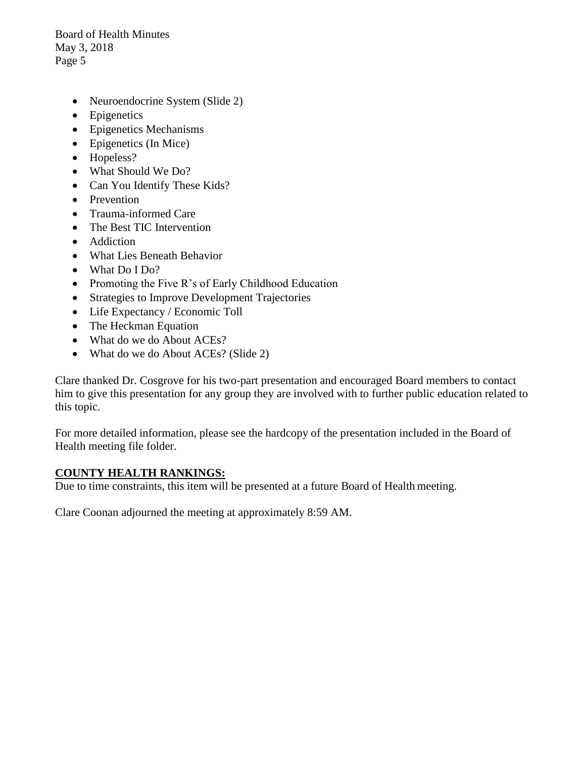- Neuroendocrine System (Slide 2)
- Epigenetics
- Epigenetics Mechanisms
- Epigenetics (In Mice)
- Hopeless?
- What Should We Do?
- Can You Identify These Kids?
- Prevention
- Trauma-informed Care
- The Best TIC Intervention
- Addiction
- What Lies Beneath Behavior
- What Do I Do?
- Promoting the Five R's of Early Childhood Education
- Strategies to Improve Development Trajectories
- Life Expectancy / Economic Toll
- The Heckman Equation
- What do we do About ACEs?
- What do we do About ACEs? (Slide 2)

Clare thanked Dr. Cosgrove for his two-part presentation and encouraged Board members to contact him to give this presentation for any group they are involved with to further public education related to this topic.

For more detailed information, please see the hardcopy of the presentation included in the Board of Health meeting file folder.

**COUNTY HEALTH RANKINGS:**

Due to time constraints, this item will be presented at a future Board of Health meeting.

Clare Coonan adjourned the meeting at approximately 8:59 AM.